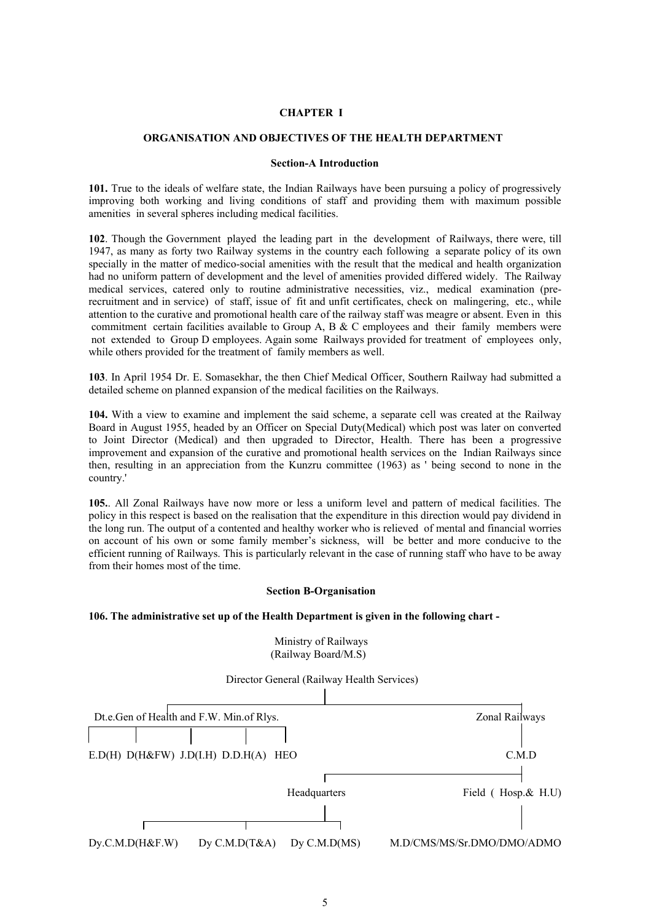# CHAPTER I

## ORGANISATION AND OBJECTIVES OF THE HEALTH DEPARTMENT

### Section-A Introduction

**101.** True to the ideals of welfare state, the Indian Railways have been pursuing a policy of progressively improving both working and living conditions of staff and providing them with maximum possible amenities in several spheres including medical facilities.

**102**. Though the Government played the leading part in the development of Railways, there were, till 1947, as many as forty two Railway systems in the country each following a separate policy of its own specially in the matter of medico-social amenities with the result that the medical and health organization had no uniform pattern of development and the level of amenities provided differed widely. The Railway medical services, catered only to routine administrative necessities, viz., medical examination (pre-recruitment and in service) of staff, issue of fit and unfit certificates, check on malingering, etc., while attention to the curative and promotional health care of the railway staff was meagre or absent. Even in this commitment certain facilities available to Group A, B & C employees and their family members were not extended to Group D employees. Again some Railways provided for treatment of employees only, while others provided for the treatment of family members as well.

**103**. In April 1954 Dr. E. Somasekhar, the then Chief Medical Officer, Southern Railway had submitted a detailed scheme on planned expansion of the medical facilities on the Railways.

**104.** With a view to examine and implement the said scheme, a separate cell was created at the Railway Board in August 1955, headed by an Officer on Special Duty(Medical) which post was later on converted to Joint Director (Medical) and then upgraded to Director, Health. There has been a progressive improvement and expansion of the curative and promotional health services on the Indian Railways since then, resulting in an appreciation from the Kunzru committee (1963) as ' being second to none in the country.'

**105.**. All Zonal Railways have now more or less a uniform level and pattern of medical facilities. The policy in this respect is based on the realisation that the expenditure in this direction would pay dividend in the long run. The output of a contented and healthy worker who is relieved of mental and financial worries on account of his own or some family member's sickness, will be better and more conducive to the efficient running of Railways. This is particularly relevant in the case of running staff who have to be away from their homes most of the time.

### Section B-Organisation

**106. The administrative set up of the Health Department is given in the following chart -**

Ministry of Railways
(Railway Board/M.S)

Director General (Railway Health Services)

- Dt.e.Gen of Health and F.W. Min.of Rlys.
  - E.D(H)
  - D(H&FW)
  - J.D(I.H)
  - D.D.H(A)
  - HEO
- Zonal Railways
  - C.M.D
    - Headquarters
      - Dy.C.M.D(H&F.W)
      - Dy C.M.D(T&A)
      - Dy C.M.D(MS)
    - Field ( Hosp.& H.U)
      - M.D/CMS/MS/Sr.DMO/DMO/ADMO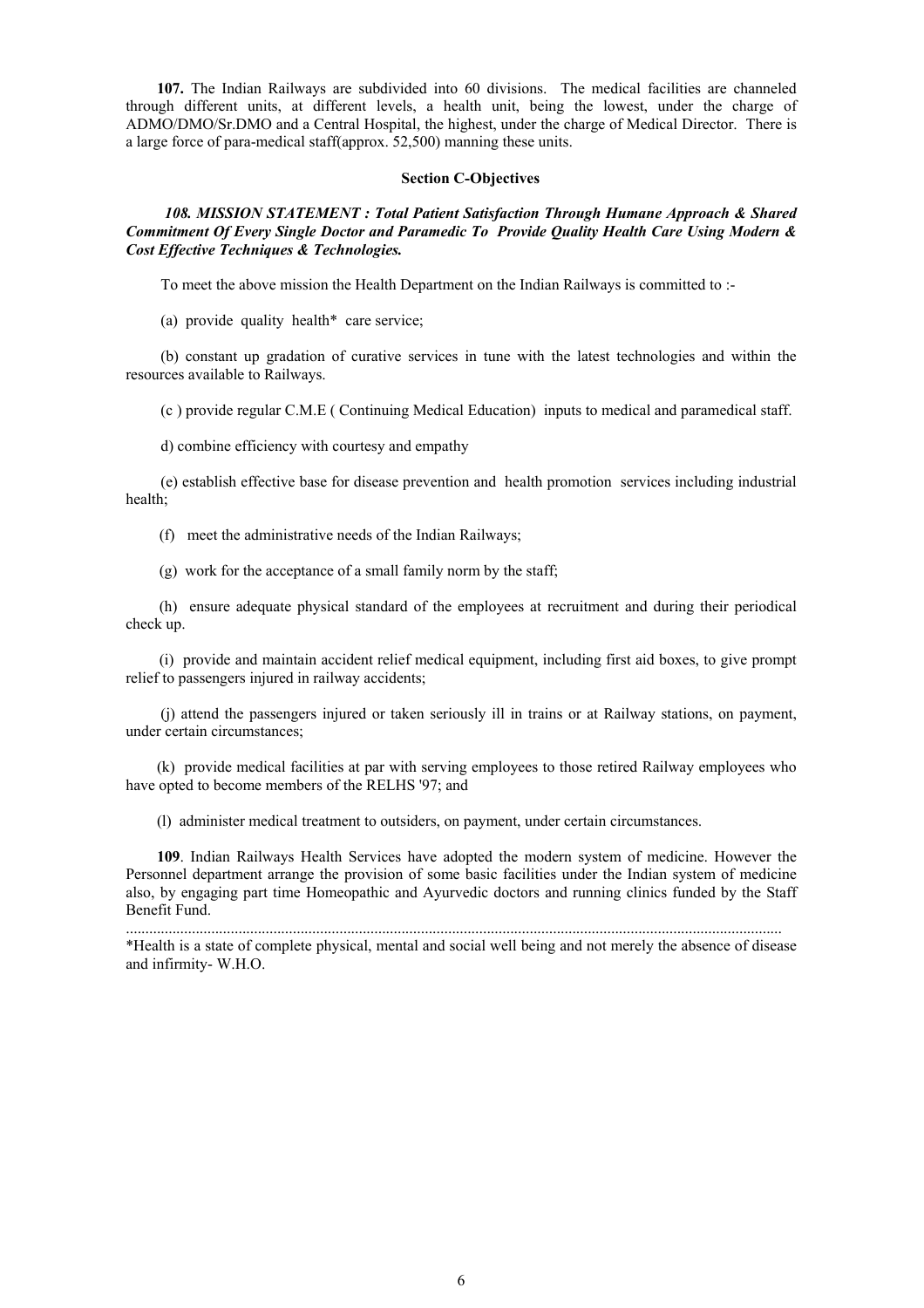**107.** The Indian Railways are subdivided into 60 divisions. The medical facilities are channeled through different units, at different levels, a health unit, being the lowest, under the charge of ADMO/DMO/Sr.DMO and a Central Hospital, the highest, under the charge of Medical Director. There is a large force of para-medical staff(approx. 52,500) manning these units.

**Section C-Objectives**

***108. MISSION STATEMENT : Total Patient Satisfaction Through Humane Approach & Shared Commitment Of Every Single Doctor and Paramedic To Provide Quality Health Care Using Modern & Cost Effective Techniques & Technologies.***

To meet the above mission the Health Department on the Indian Railways is committed to :-

(a) provide quality health* care service;

(b) constant up gradation of curative services in tune with the latest technologies and within the resources available to Railways.

(c ) provide regular C.M.E ( Continuing Medical Education) inputs to medical and paramedical staff.

d) combine efficiency with courtesy and empathy

(e) establish effective base for disease prevention and health promotion services including industrial health;

(f) meet the administrative needs of the Indian Railways;

(g) work for the acceptance of a small family norm by the staff;

(h) ensure adequate physical standard of the employees at recruitment and during their periodical check up.

(i) provide and maintain accident relief medical equipment, including first aid boxes, to give prompt relief to passengers injured in railway accidents;

(j) attend the passengers injured or taken seriously ill in trains or at Railway stations, on payment, under certain circumstances;

(k) provide medical facilities at par with serving employees to those retired Railway employees who have opted to become members of the RELHS '97; and

(l) administer medical treatment to outsiders, on payment, under certain circumstances.

**109**. Indian Railways Health Services have adopted the modern system of medicine. However the Personnel department arrange the provision of some basic facilities under the Indian system of medicine also, by engaging part time Homeopathic and Ayurvedic doctors and running clinics funded by the Staff Benefit Fund.

.......................................................................................................................................................

*Health is a state of complete physical, mental and social well being and not merely the absence of disease and infirmity- W.H.O.